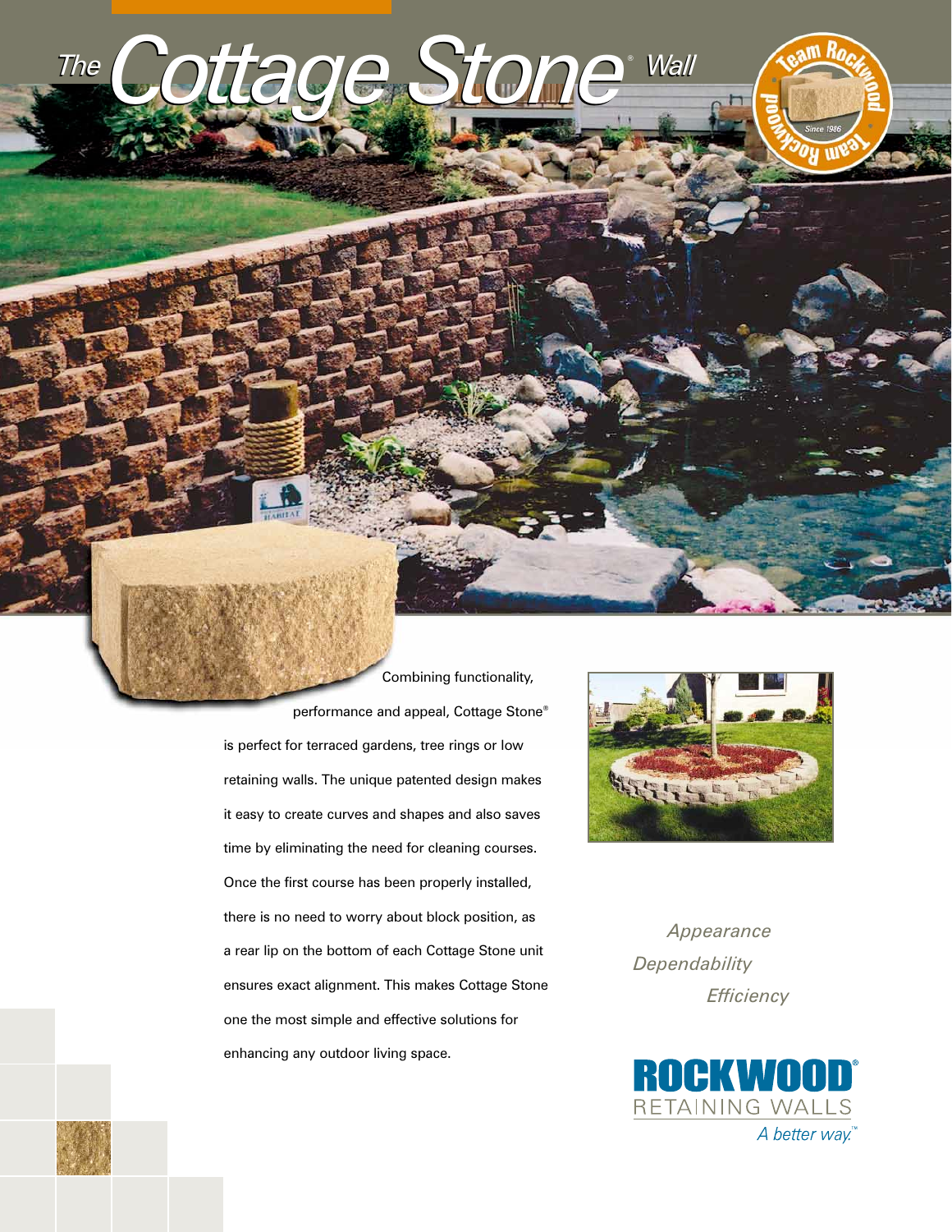# The Cottage Stone® Wall

Team Rockwood — Since 1986

Combining functionality, performance and appeal, Cottage Stone® is perfect for terraced gardens, tree rings or low retaining walls. The unique patented design makes it easy to create curves and shapes and also saves time by eliminating the need for cleaning courses. Once the first course has been properly installed, there is no need to worry about block position, as a rear lip on the bottom of each Cottage Stone unit ensures exact alignment. This makes Cottage Stone one the most simple and effective solutions for enhancing any outdoor living space.

*Appearance*

*Dependability*

*Efficiency*

**ROCKWOOD®**
RETAINING WALLS
*A better way.™*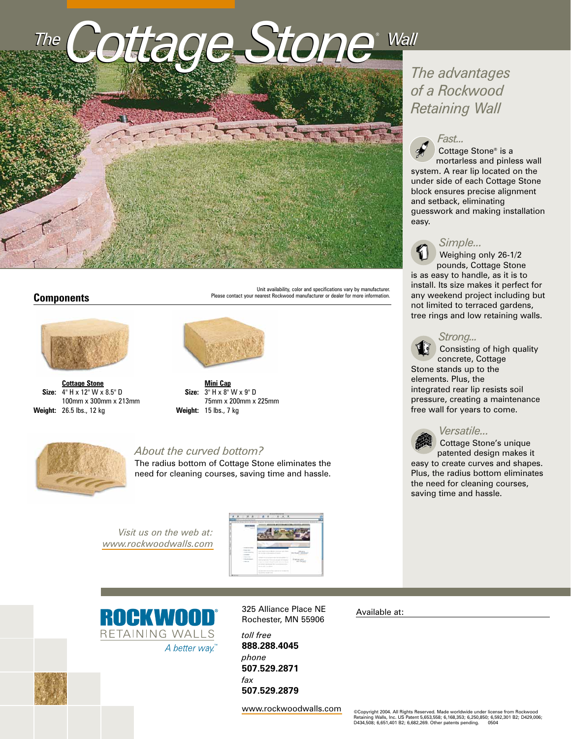# *The Cottage Stone® Wall*

## Components

Unit availability, color and specifications vary by manufacturer. Please contact your nearest Rockwood manufacturer or dealer for more information.

**Cottage Stone**
**Size:** 4" H x 12" W x 8.5" D
100mm x 300mm x 213mm
**Weight:** 26.5 lbs., 12 kg

**Mini Cap**
**Size:** 3" H x 8" W x 9" D
75mm x 200mm x 225mm
**Weight:** 15 lbs., 7 kg

### *About the curved bottom?*

The radius bottom of Cottage Stone eliminates the need for cleaning courses, saving time and hassle.

*Visit us on the web at:*
*www.rockwoodwalls.com*

## *The advantages of a Rockwood Retaining Wall*

### *Fast...*

Cottage Stone® is a mortarless and pinless wall system. A rear lip located on the under side of each Cottage Stone block ensures precise alignment and setback, eliminating guesswork and making installation easy.

### *Simple...*

Weighing only 26-1/2 pounds, Cottage Stone is as easy to handle, as it is to install. Its size makes it perfect for any weekend project including but not limited to terraced gardens, tree rings and low retaining walls.

### *Strong...*

Consisting of high quality concrete, Cottage Stone stands up to the elements. Plus, the integrated rear lip resists soil pressure, creating a maintenance free wall for years to come.

### *Versatile...*

Cottage Stone's unique patented design makes it easy to create curves and shapes. Plus, the radius bottom eliminates the need for cleaning courses, saving time and hassle.

**ROCKWOOD®**
RETAINING WALLS
*A better way.™*

325 Alliance Place NE
Rochester, MN 55906

*toll free*
**888.288.4045**
*phone*
**507.529.2871**
*fax*
**507.529.2879**

www.rockwoodwalls.com

Available at:

©Copyright 2004. All Rights Reserved. Made worldwide under license from Rockwood Retaining Walls, Inc. US Patent 5,653,558; 6,168,353; 6,250,850; 6,592,301 B2; D429,006; D434,508; 6,651,401 B2; 6,682,269. Other patents pending. 0504